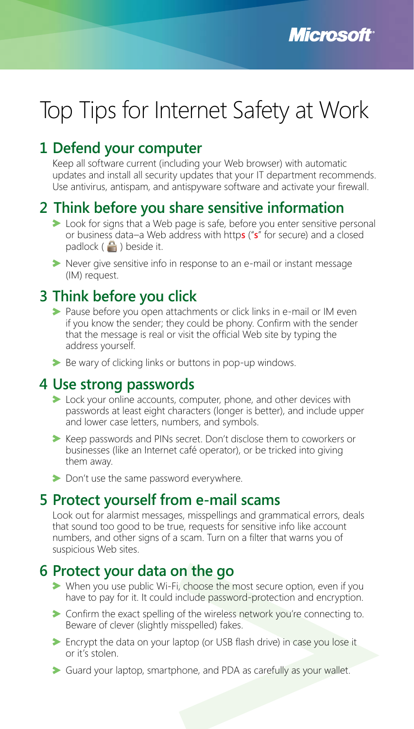# Top Tips for Internet Safety at Work

## 1 Defend your computer

Keep all software current (including your Web browser) with automatic updates and install all security updates that your IT department recommends. Use antivirus, antispam, and antispyware software and activate your firewall.

## 2 Think before you share sensitive information

- Look for signs that a Web page is safe, before you enter sensitive personal or business data–a Web address with http**s** ("**s**" for secure) and a closed padlock ( 🔒 ) beside it.
- Never give sensitive info in response to an e-mail or instant message (IM) request.

## 3 Think before you click

- Pause before you open attachments or click links in e-mail or IM even if you know the sender; they could be phony. Confirm with the sender that the message is real or visit the official Web site by typing the address yourself.
- Be wary of clicking links or buttons in pop-up windows.

## 4 Use strong passwords

- Lock your online accounts, computer, phone, and other devices with passwords at least eight characters (longer is better), and include upper and lower case letters, numbers, and symbols.
- Keep passwords and PINs secret. Don't disclose them to coworkers or businesses (like an Internet café operator), or be tricked into giving them away.
- Don't use the same password everywhere.

## 5 Protect yourself from e-mail scams

Look out for alarmist messages, misspellings and grammatical errors, deals that sound too good to be true, requests for sensitive info like account numbers, and other signs of a scam. Turn on a filter that warns you of suspicious Web sites.

## 6 Protect your data on the go

- When you use public Wi-Fi, choose the most secure option, even if you have to pay for it. It could include password-protection and encryption.
- Confirm the exact spelling of the wireless network you're connecting to. Beware of clever (slightly misspelled) fakes.
- Encrypt the data on your laptop (or USB flash drive) in case you lose it or it's stolen.
- Guard your laptop, smartphone, and PDA as carefully as your wallet.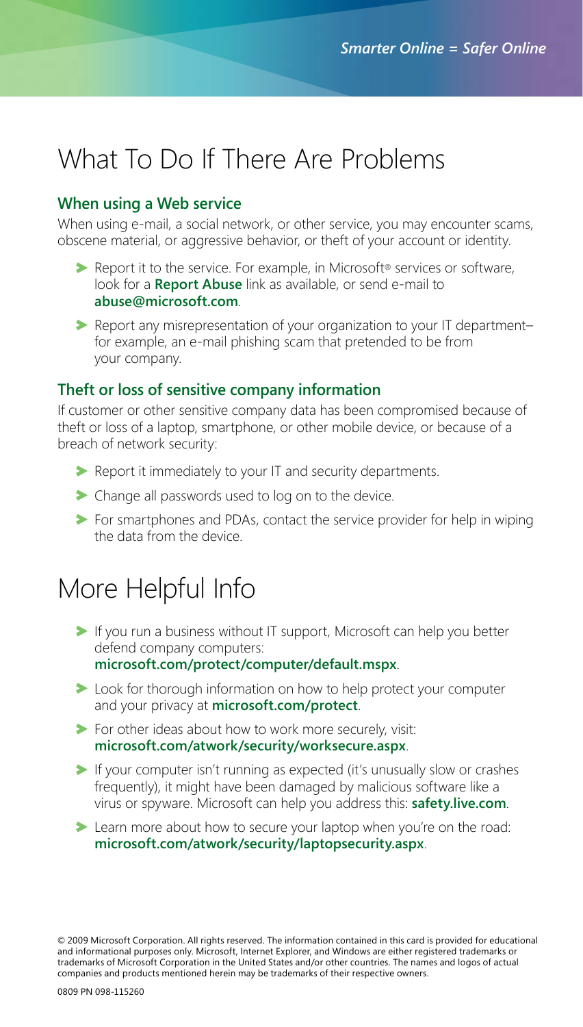# What To Do If There Are Problems

### When using a Web service

When using e-mail, a social network, or other service, you may encounter scams, obscene material, or aggressive behavior, or theft of your account or identity.

- Report it to the service. For example, in Microsoft® services or software, look for a **Report Abuse** link as available, or send e-mail to **abuse@microsoft.com**.
- Report any misrepresentation of your organization to your IT department– for example, an e-mail phishing scam that pretended to be from your company.

### Theft or loss of sensitive company information

If customer or other sensitive company data has been compromised because of theft or loss of a laptop, smartphone, or other mobile device, or because of a breach of network security:

- Report it immediately to your IT and security departments.
- Change all passwords used to log on to the device.
- For smartphones and PDAs, contact the service provider for help in wiping the data from the device.

# More Helpful Info

- If you run a business without IT support, Microsoft can help you better defend company computers: **microsoft.com/protect/computer/default.mspx**.
- Look for thorough information on how to help protect your computer and your privacy at **microsoft.com/protect**.
- For other ideas about how to work more securely, visit: **microsoft.com/atwork/security/worksecure.aspx**.
- If your computer isn't running as expected (it's unusually slow or crashes frequently), it might have been damaged by malicious software like a virus or spyware. Microsoft can help you address this: **safety.live.com**.
- Learn more about how to secure your laptop when you're on the road: **microsoft.com/atwork/security/laptopsecurity.aspx**.

© 2009 Microsoft Corporation. All rights reserved. The information contained in this card is provided for educational and informational purposes only. Microsoft, Internet Explorer, and Windows are either registered trademarks or trademarks of Microsoft Corporation in the United States and/or other countries. The names and logos of actual companies and products mentioned herein may be trademarks of their respective owners.

0809 PN 098-115260